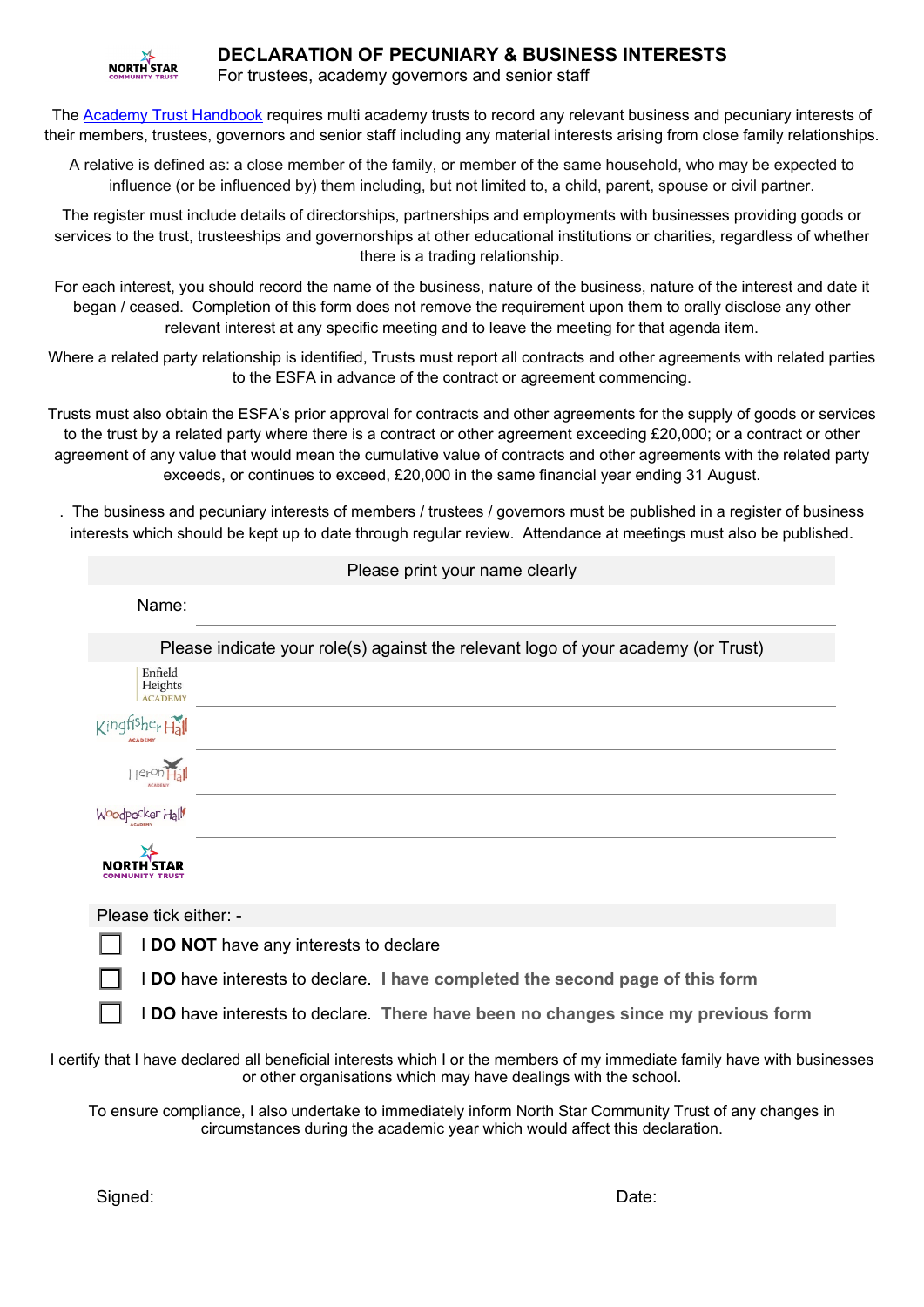NORTH STAR COMMUNITY TRUST

# DECLARATION OF PECUNIARY & BUSINESS INTERESTS

For trustees, academy governors and senior staff

The [Academy Trust Handbook] requires multi academy trusts to record any relevant business and pecuniary interests of their members, trustees, governors and senior staff including any material interests arising from close family relationships.

A relative is defined as: a close member of the family, or member of the same household, who may be expected to influence (or be influenced by) them including, but not limited to, a child, parent, spouse or civil partner.

The register must include details of directorships, partnerships and employments with businesses providing goods or services to the trust, trusteeships and governorships at other educational institutions or charities, regardless of whether there is a trading relationship.

For each interest, you should record the name of the business, nature of the business, nature of the interest and date it began / ceased. Completion of this form does not remove the requirement upon them to orally disclose any other relevant interest at any specific meeting and to leave the meeting for that agenda item.

Where a related party relationship is identified, Trusts must report all contracts and other agreements with related parties to the ESFA in advance of the contract or agreement commencing.

Trusts must also obtain the ESFA's prior approval for contracts and other agreements for the supply of goods or services to the trust by a related party where there is a contract or other agreement exceeding £20,000; or a contract or other agreement of any value that would mean the cumulative value of contracts and other agreements with the related party exceeds, or continues to exceed, £20,000 in the same financial year ending 31 August.

. The business and pecuniary interests of members / trustees / governors must be published in a register of business interests which should be kept up to date through regular review. Attendance at meetings must also be published.

| Please print your name clearly | |
|---|---|
| Name: | |

| Please indicate your role(s) against the relevant logo of your academy (or Trust) | |
|---|---|
| Enfield Heights Academy | |
| Kingfisher Hall Academy | |
| Heron Hall Academy | |
| Woodpecker Hall Academy | |
| North Star Community Trust | |

Please tick either: -

- ☐ I **DO NOT** have any interests to declare
- ☐ I **DO** have interests to declare. **I have completed the second page of this form**
- ☐ I **DO** have interests to declare. **There have been no changes since my previous form**

I certify that I have declared all beneficial interests which I or the members of my immediate family have with businesses or other organisations which may have dealings with the school.

To ensure compliance, I also undertake to immediately inform North Star Community Trust of any changes in circumstances during the academic year which would affect this declaration.

Signed: Date: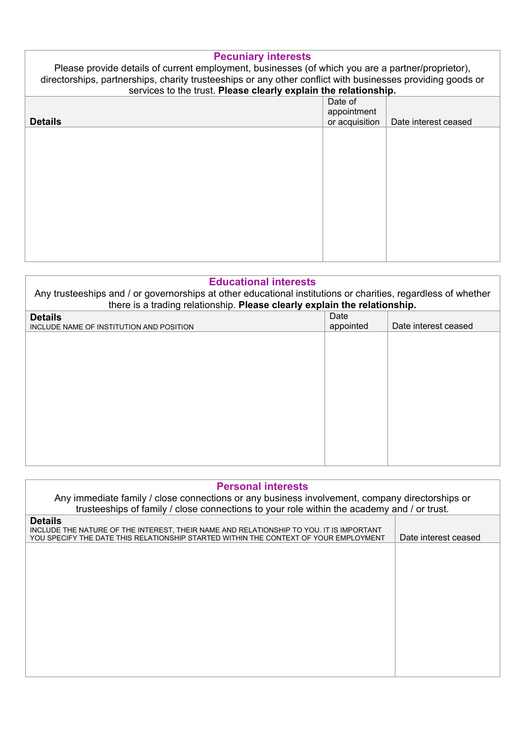## Pecuniary interests

Please provide details of current employment, businesses (of which you are a partner/proprietor), directorships, partnerships, charity trusteeships or any other conflict with businesses providing goods or services to the trust. **Please clearly explain the relationship.**

| Details | Date of appointment or acquisition | Date interest ceased |
|---|---|---|
| | | |

## Educational interests

Any trusteeships and / or governorships at other educational institutions or charities, regardless of whether there is a trading relationship. **Please clearly explain the relationship.**

| **Details** INCLUDE NAME OF INSTITUTION AND POSITION | Date appointed | Date interest ceased |
|---|---|---|
| | | |

## Personal interests

Any immediate family / close connections or any business involvement, company directorships or trusteeships of family / close connections to your role within the academy and / or trust.

| **Details** INCLUDE THE NATURE OF THE INTEREST, THEIR NAME AND RELATIONSHIP TO YOU. IT IS IMPORTANT YOU SPECIFY THE DATE THIS RELATIONSHIP STARTED WITHIN THE CONTEXT OF YOUR EMPLOYMENT | Date interest ceased |
|---|---|
| | |